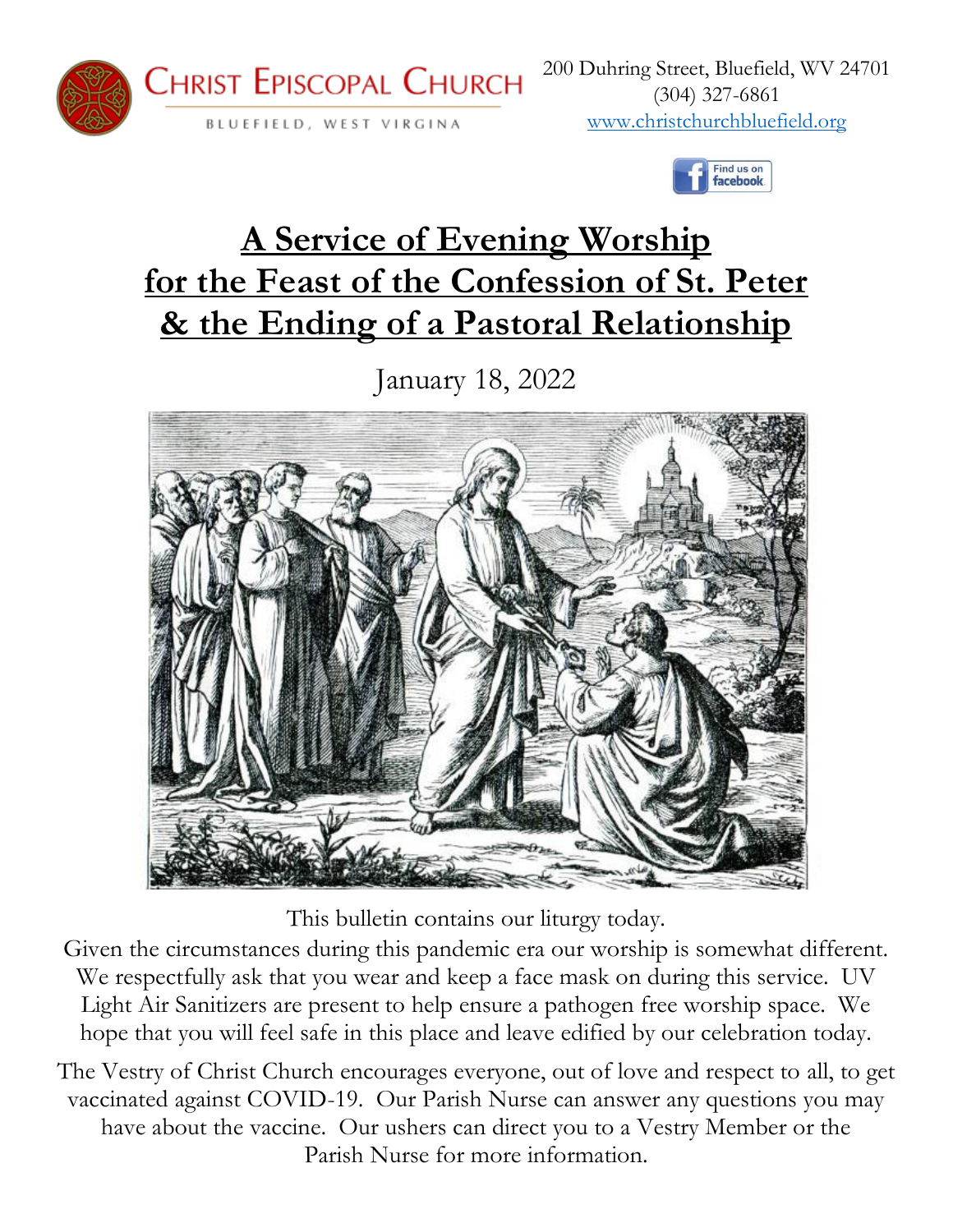CHRIST EPISCOPAL CHURCH

BLUEFIELD, WEST VIRGINIA

200 Duhring Street, Bluefield, WV 24701
(304) 327-6861
www.christchurchbluefield.org

Find us on facebook

# A Service of Evening Worship for the Feast of the Confession of St. Peter & the Ending of a Pastoral Relationship

January 18, 2022

This bulletin contains our liturgy today.
Given the circumstances during this pandemic era our worship is somewhat different. We respectfully ask that you wear and keep a face mask on during this service. UV Light Air Sanitizers are present to help ensure a pathogen free worship space. We hope that you will feel safe in this place and leave edified by our celebration today.

The Vestry of Christ Church encourages everyone, out of love and respect to all, to get vaccinated against COVID-19. Our Parish Nurse can answer any questions you may have about the vaccine. Our ushers can direct you to a Vestry Member or the Parish Nurse for more information.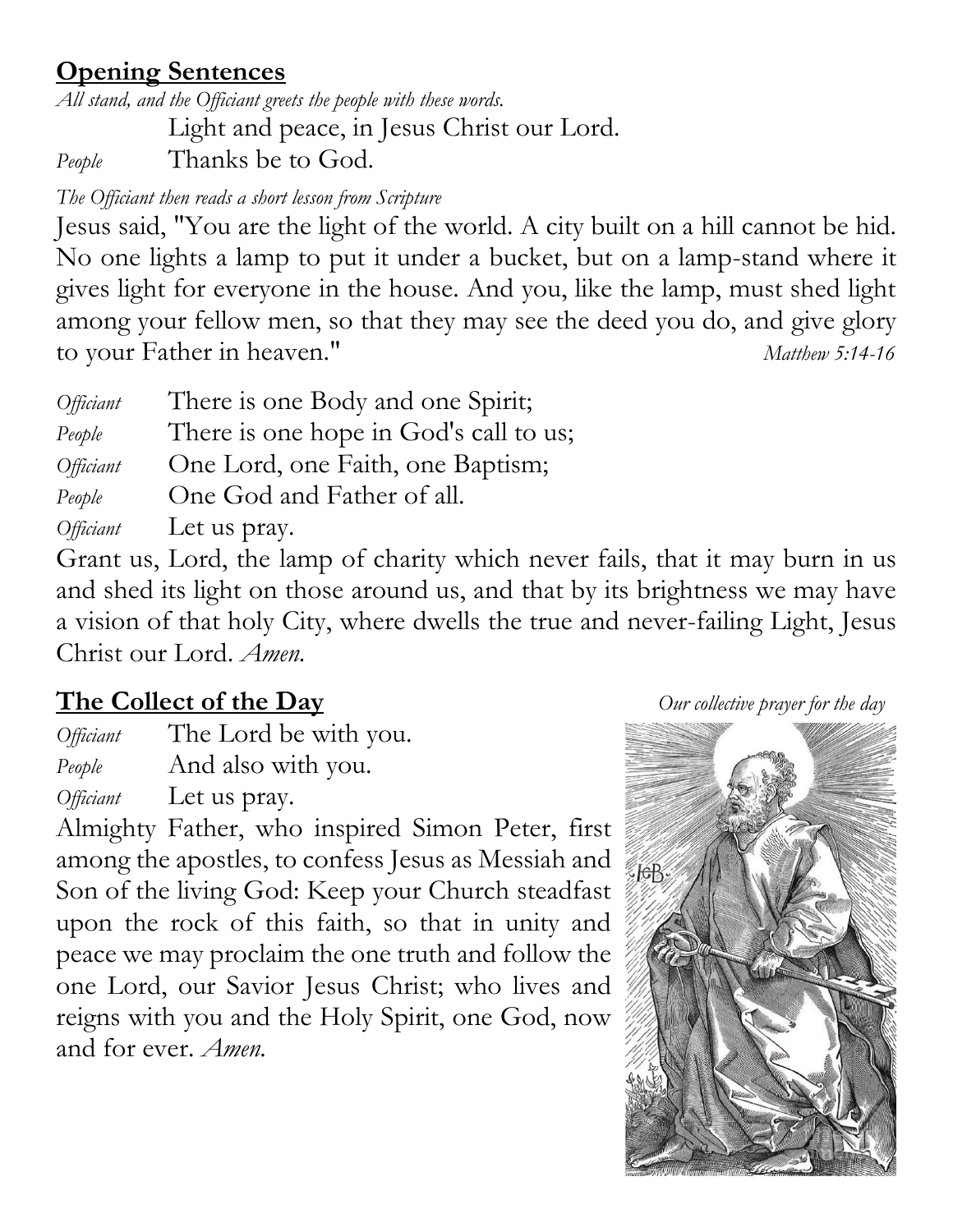## Opening Sentences

*All stand, and the Officiant greets the people with these words.*

Light and peace, in Jesus Christ our Lord.

*People* Thanks be to God.

*The Officiant then reads a short lesson from Scripture*

Jesus said, "You are the light of the world. A city built on a hill cannot be hid. No one lights a lamp to put it under a bucket, but on a lamp-stand where it gives light for everyone in the house. And you, like the lamp, must shed light among your fellow men, so that they may see the deed you do, and give glory to your Father in heaven." *Matthew 5:14-16*

*Officiant* There is one Body and one Spirit;

*People* There is one hope in God's call to us;

*Officiant* One Lord, one Faith, one Baptism;

*People* One God and Father of all.

*Officiant* Let us pray.

Grant us, Lord, the lamp of charity which never fails, that it may burn in us and shed its light on those around us, and that by its brightness we may have a vision of that holy City, where dwells the true and never-failing Light, Jesus Christ our Lord. *Amen.*

## The Collect of the Day

*Our collective prayer for the day*

*Officiant* The Lord be with you.

*People* And also with you.

*Officiant* Let us pray.

Almighty Father, who inspired Simon Peter, first among the apostles, to confess Jesus as Messiah and Son of the living God: Keep your Church steadfast upon the rock of this faith, so that in unity and peace we may proclaim the one truth and follow the one Lord, our Savior Jesus Christ; who lives and reigns with you and the Holy Spirit, one God, now and for ever. *Amen.*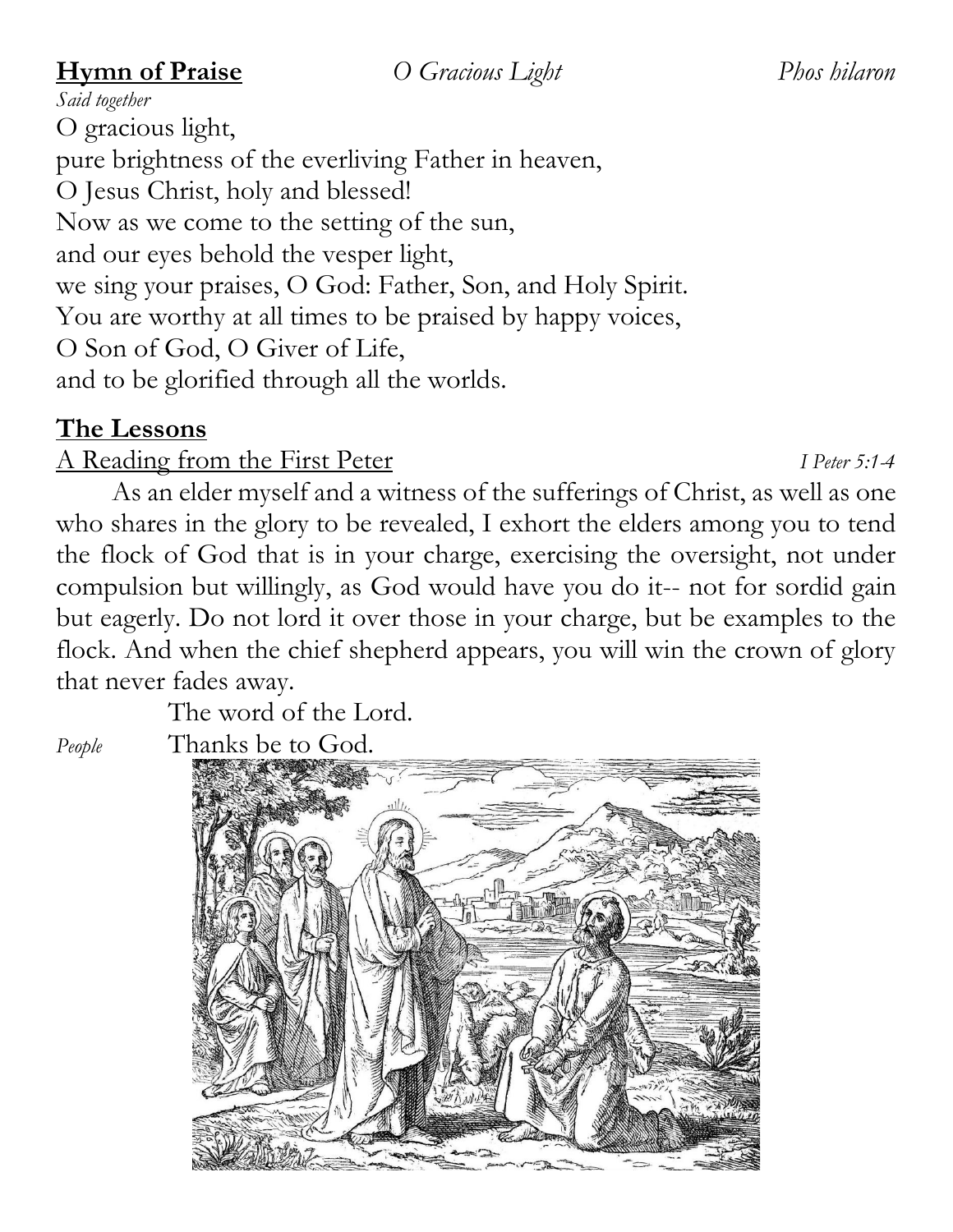**Hymn of Praise** *O Gracious Light* *Phos hilaron*

*Said together*

O gracious light,
pure brightness of the everliving Father in heaven,
O Jesus Christ, holy and blessed!
Now as we come to the setting of the sun,
and our eyes behold the vesper light,
we sing your praises, O God: Father, Son, and Holy Spirit.
You are worthy at all times to be praised by happy voices,
O Son of God, O Giver of Life,
and to be glorified through all the worlds.

## The Lessons

A Reading from the First Peter *I Peter 5:1-4*

As an elder myself and a witness of the sufferings of Christ, as well as one who shares in the glory to be revealed, I exhort the elders among you to tend the flock of God that is in your charge, exercising the oversight, not under compulsion but willingly, as God would have you do it-- not for sordid gain but eagerly. Do not lord it over those in your charge, but be examples to the flock. And when the chief shepherd appears, you will win the crown of glory that never fades away.

The word of the Lord.

*People* Thanks be to God.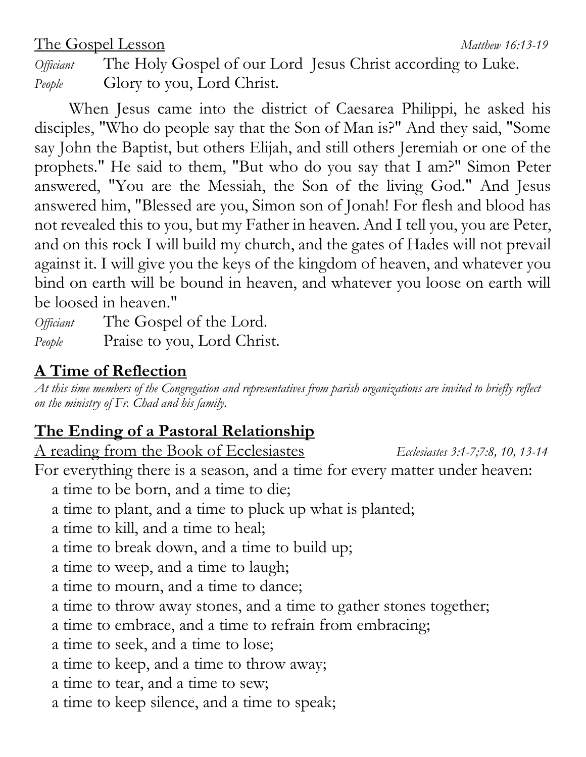The Gospel Lesson *Matthew 16:13-19*

*Officiant* The Holy Gospel of our Lord Jesus Christ according to Luke.
*People* Glory to you, Lord Christ.

When Jesus came into the district of Caesarea Philippi, he asked his disciples, "Who do people say that the Son of Man is?" And they said, "Some say John the Baptist, but others Elijah, and still others Jeremiah or one of the prophets." He said to them, "But who do you say that I am?" Simon Peter answered, "You are the Messiah, the Son of the living God." And Jesus answered him, "Blessed are you, Simon son of Jonah! For flesh and blood has not revealed this to you, but my Father in heaven. And I tell you, you are Peter, and on this rock I will build my church, and the gates of Hades will not prevail against it. I will give you the keys of the kingdom of heaven, and whatever you bind on earth will be bound in heaven, and whatever you loose on earth will be loosed in heaven."

*Officiant* The Gospel of the Lord.
*People* Praise to you, Lord Christ.

## A Time of Reflection

*At this time members of the Congregation and representatives from parish organizations are invited to briefly reflect on the ministry of Fr. Chad and his family.*

## The Ending of a Pastoral Relationship

A reading from the Book of Ecclesiastes *Ecclesiastes 3:1-7;7:8, 10, 13-14*

For everything there is a season, and a time for every matter under heaven:
a time to be born, and a time to die;
a time to plant, and a time to pluck up what is planted;
a time to kill, and a time to heal;
a time to break down, and a time to build up;
a time to weep, and a time to laugh;
a time to mourn, and a time to dance;
a time to throw away stones, and a time to gather stones together;
a time to embrace, and a time to refrain from embracing;
a time to seek, and a time to lose;
a time to keep, and a time to throw away;
a time to tear, and a time to sew;
a time to keep silence, and a time to speak;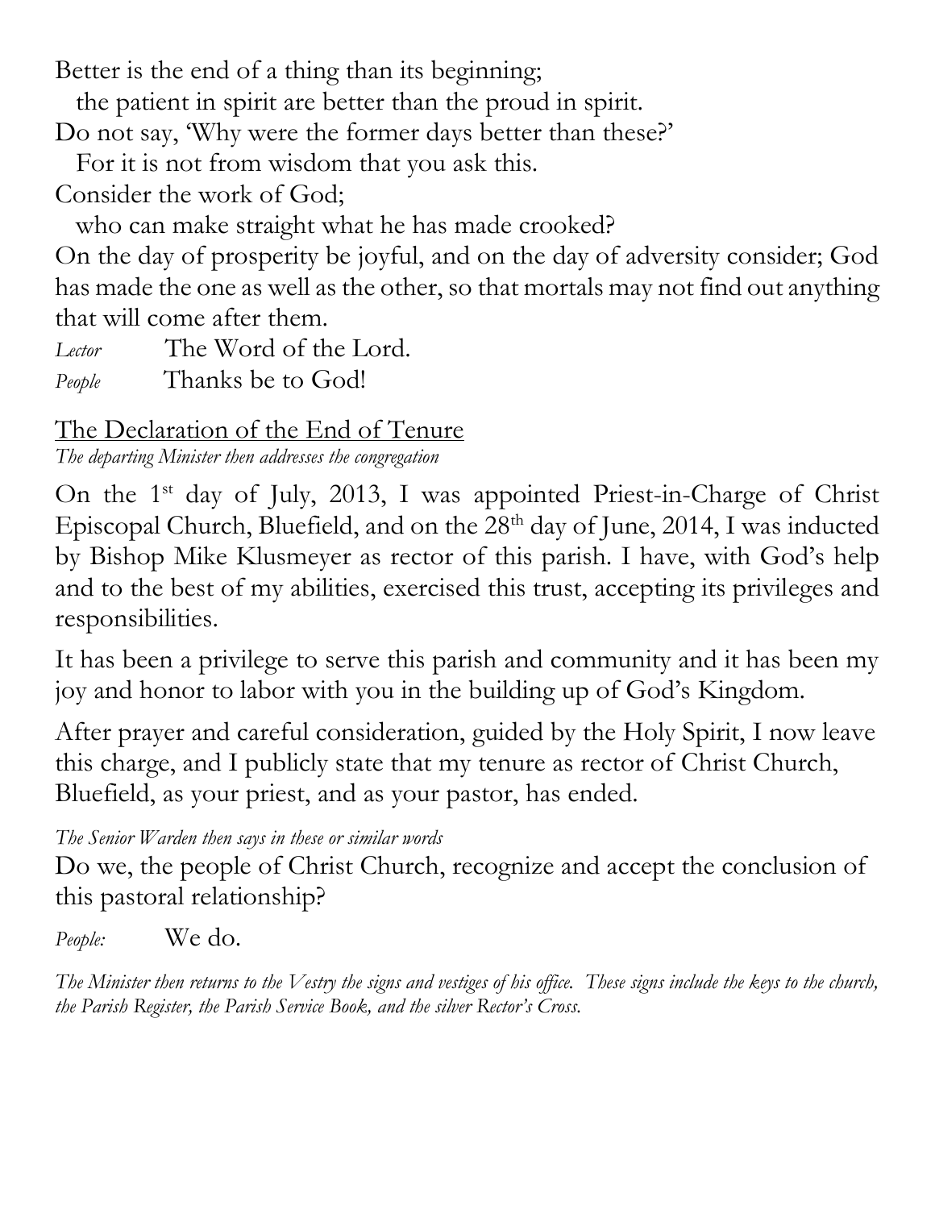Better is the end of a thing than its beginning;
   the patient in spirit are better than the proud in spirit.
Do not say, 'Why were the former days better than these?'
   For it is not from wisdom that you ask this.
Consider the work of God;
   who can make straight what he has made crooked?
On the day of prosperity be joyful, and on the day of adversity consider; God has made the one as well as the other, so that mortals may not find out anything that will come after them.

*Lector* The Word of the Lord.
*People* Thanks be to God!

## The Declaration of the End of Tenure

*The departing Minister then addresses the congregation*

On the 1st day of July, 2013, I was appointed Priest-in-Charge of Christ Episcopal Church, Bluefield, and on the 28th day of June, 2014, I was inducted by Bishop Mike Klusmeyer as rector of this parish. I have, with God's help and to the best of my abilities, exercised this trust, accepting its privileges and responsibilities.

It has been a privilege to serve this parish and community and it has been my joy and honor to labor with you in the building up of God's Kingdom.

After prayer and careful consideration, guided by the Holy Spirit, I now leave this charge, and I publicly state that my tenure as rector of Christ Church, Bluefield, as your priest, and as your pastor, has ended.

*The Senior Warden then says in these or similar words*

Do we, the people of Christ Church, recognize and accept the conclusion of this pastoral relationship?

*People:* We do.

*The Minister then returns to the Vestry the signs and vestiges of his office. These signs include the keys to the church, the Parish Register, the Parish Service Book, and the silver Rector's Cross.*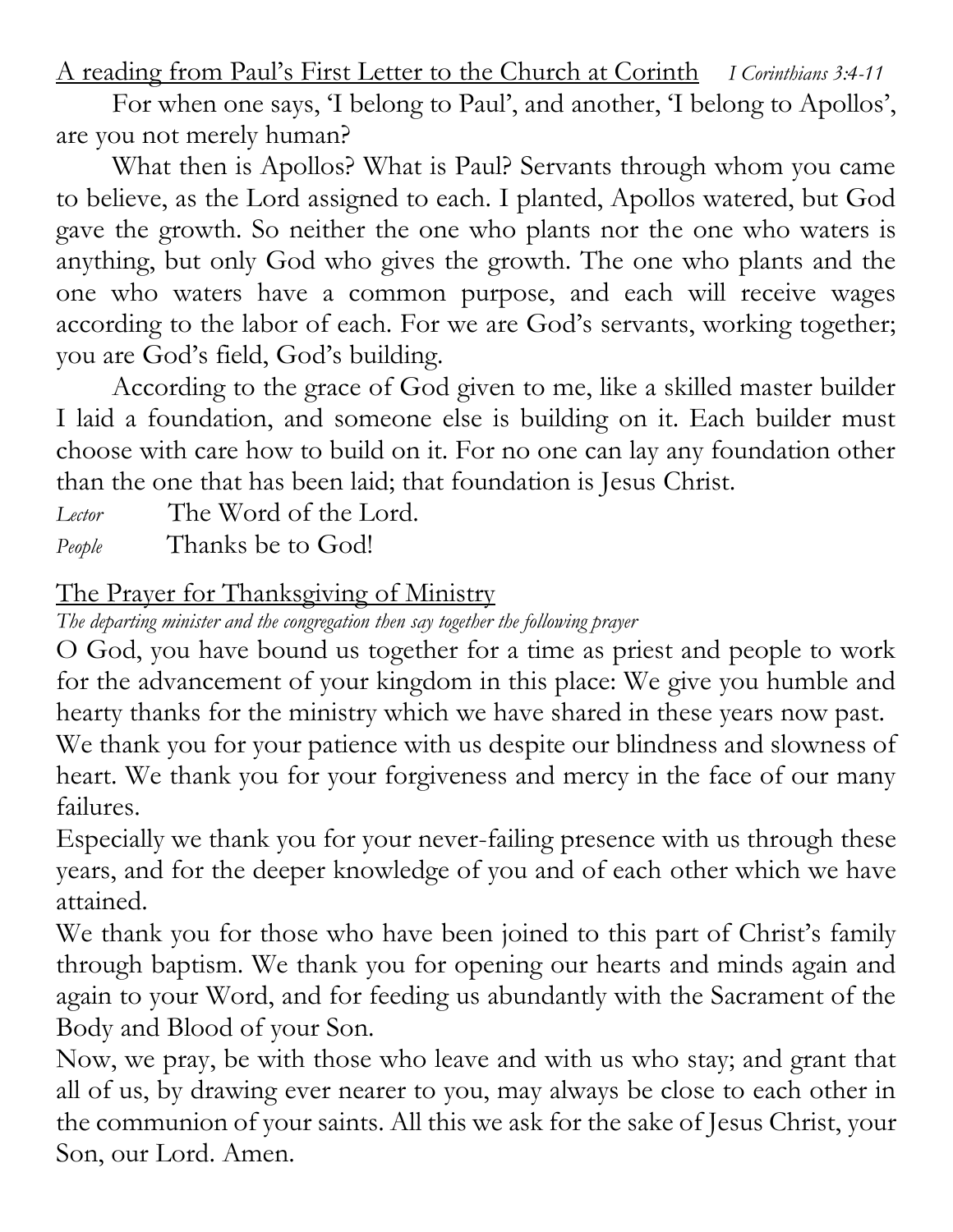A reading from Paul's First Letter to the Church at Corinth *I Corinthians 3:4-11*

For when one says, 'I belong to Paul', and another, 'I belong to Apollos', are you not merely human?

What then is Apollos? What is Paul? Servants through whom you came to believe, as the Lord assigned to each. I planted, Apollos watered, but God gave the growth. So neither the one who plants nor the one who waters is anything, but only God who gives the growth. The one who plants and the one who waters have a common purpose, and each will receive wages according to the labor of each. For we are God's servants, working together; you are God's field, God's building.

According to the grace of God given to me, like a skilled master builder I laid a foundation, and someone else is building on it. Each builder must choose with care how to build on it. For no one can lay any foundation other than the one that has been laid; that foundation is Jesus Christ.

*Lector* The Word of the Lord.

*People* Thanks be to God!

The Prayer for Thanksgiving of Ministry

*The departing minister and the congregation then say together the following prayer*

O God, you have bound us together for a time as priest and people to work for the advancement of your kingdom in this place: We give you humble and hearty thanks for the ministry which we have shared in these years now past.

We thank you for your patience with us despite our blindness and slowness of heart. We thank you for your forgiveness and mercy in the face of our many failures.

Especially we thank you for your never-failing presence with us through these years, and for the deeper knowledge of you and of each other which we have attained.

We thank you for those who have been joined to this part of Christ's family through baptism. We thank you for opening our hearts and minds again and again to your Word, and for feeding us abundantly with the Sacrament of the Body and Blood of your Son.

Now, we pray, be with those who leave and with us who stay; and grant that all of us, by drawing ever nearer to you, may always be close to each other in the communion of your saints. All this we ask for the sake of Jesus Christ, your Son, our Lord. Amen.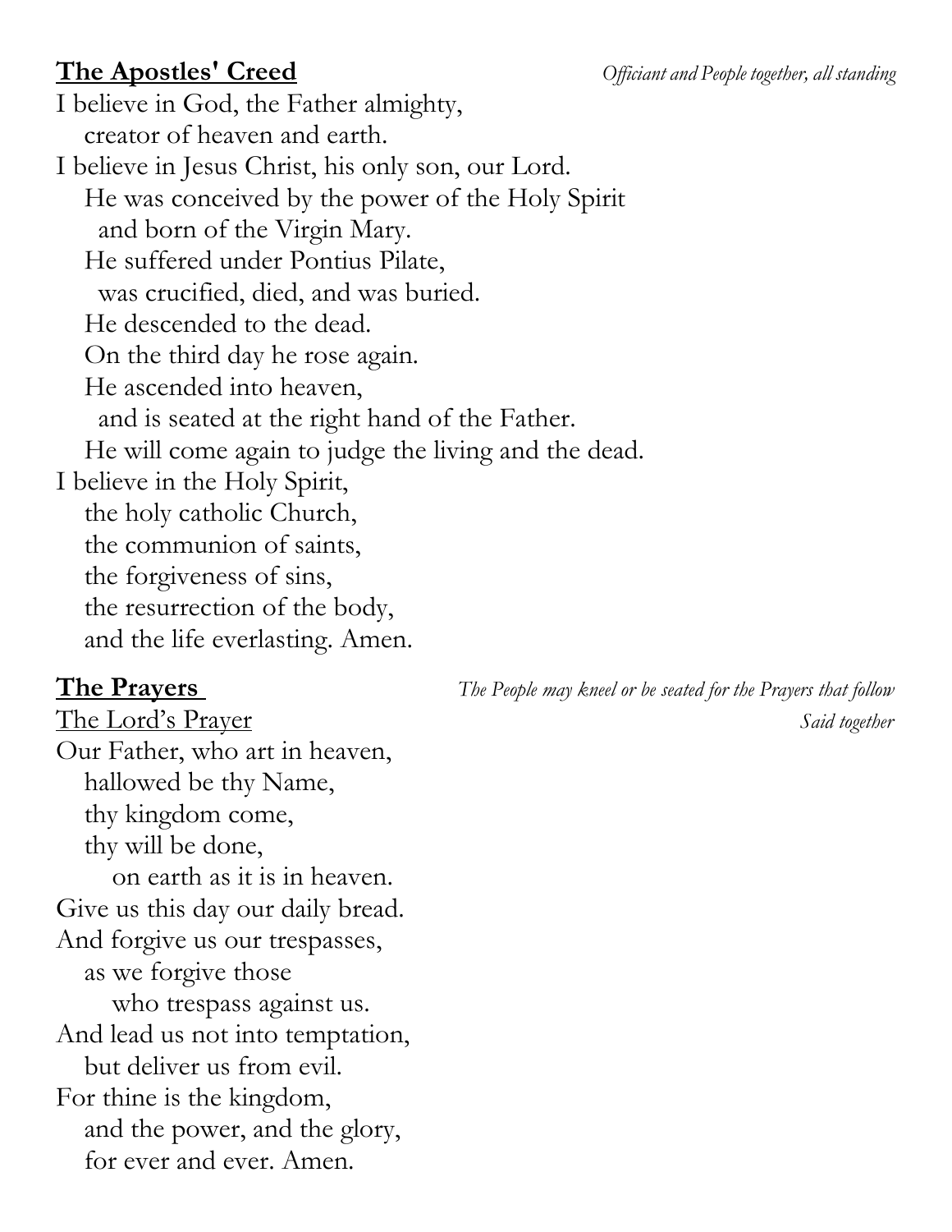**The Apostles' Creed** *Officiant and People together, all standing*

I believe in God, the Father almighty,
creator of heaven and earth.
I believe in Jesus Christ, his only son, our Lord.
He was conceived by the power of the Holy Spirit
and born of the Virgin Mary.
He suffered under Pontius Pilate,
was crucified, died, and was buried.
He descended to the dead.
On the third day he rose again.
He ascended into heaven,
and is seated at the right hand of the Father.
He will come again to judge the living and the dead.
I believe in the Holy Spirit,
the holy catholic Church,
the communion of saints,
the forgiveness of sins,
the resurrection of the body,
and the life everlasting. Amen.

**The Prayers** *The People may kneel or be seated for the Prayers that follow*

The Lord's Prayer *Said together*

Our Father, who art in heaven,
hallowed be thy Name,
thy kingdom come,
thy will be done,
on earth as it is in heaven.
Give us this day our daily bread.
And forgive us our trespasses,
as we forgive those
who trespass against us.
And lead us not into temptation,
but deliver us from evil.
For thine is the kingdom,
and the power, and the glory,
for ever and ever. Amen.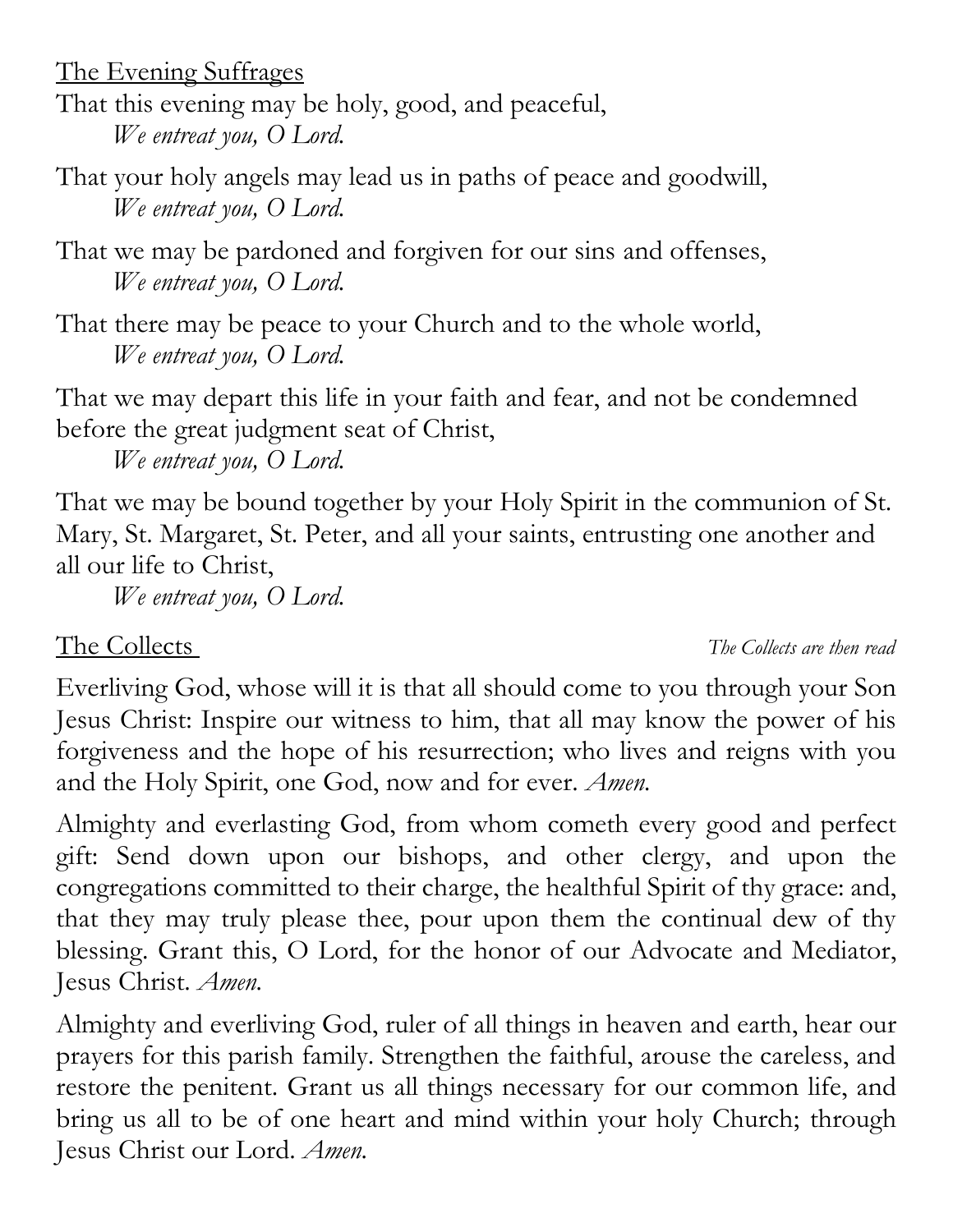The Evening Suffrages

That this evening may be holy, good, and peaceful,
*We entreat you, O Lord.*

That your holy angels may lead us in paths of peace and goodwill,
*We entreat you, O Lord.*

That we may be pardoned and forgiven for our sins and offenses,
*We entreat you, O Lord.*

That there may be peace to your Church and to the whole world,
*We entreat you, O Lord.*

That we may depart this life in your faith and fear, and not be condemned before the great judgment seat of Christ,
*We entreat you, O Lord.*

That we may be bound together by your Holy Spirit in the communion of St. Mary, St. Margaret, St. Peter, and all your saints, entrusting one another and all our life to Christ,
*We entreat you, O Lord.*

The Collects *The Collects are then read*

Everliving God, whose will it is that all should come to you through your Son Jesus Christ: Inspire our witness to him, that all may know the power of his forgiveness and the hope of his resurrection; who lives and reigns with you and the Holy Spirit, one God, now and for ever. *Amen.*

Almighty and everlasting God, from whom cometh every good and perfect gift: Send down upon our bishops, and other clergy, and upon the congregations committed to their charge, the healthful Spirit of thy grace: and, that they may truly please thee, pour upon them the continual dew of thy blessing. Grant this, O Lord, for the honor of our Advocate and Mediator, Jesus Christ. *Amen.*

Almighty and everliving God, ruler of all things in heaven and earth, hear our prayers for this parish family. Strengthen the faithful, arouse the careless, and restore the penitent. Grant us all things necessary for our common life, and bring us all to be of one heart and mind within your holy Church; through Jesus Christ our Lord. *Amen.*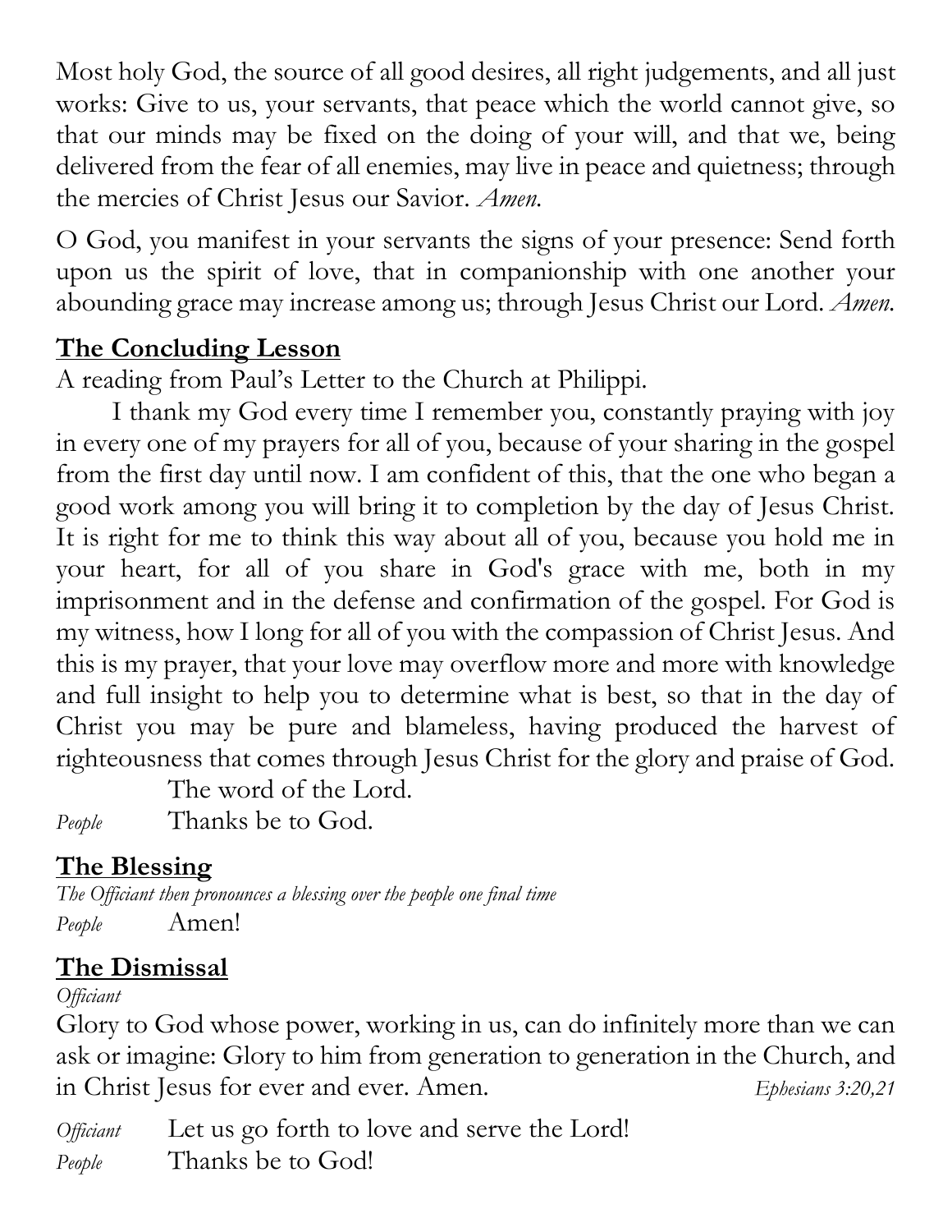Most holy God, the source of all good desires, all right judgements, and all just works: Give to us, your servants, that peace which the world cannot give, so that our minds may be fixed on the doing of your will, and that we, being delivered from the fear of all enemies, may live in peace and quietness; through the mercies of Christ Jesus our Savior. *Amen.*

O God, you manifest in your servants the signs of your presence: Send forth upon us the spirit of love, that in companionship with one another your abounding grace may increase among us; through Jesus Christ our Lord. *Amen.*

## **The Concluding Lesson**

A reading from Paul's Letter to the Church at Philippi.

I thank my God every time I remember you, constantly praying with joy in every one of my prayers for all of you, because of your sharing in the gospel from the first day until now. I am confident of this, that the one who began a good work among you will bring it to completion by the day of Jesus Christ. It is right for me to think this way about all of you, because you hold me in your heart, for all of you share in God's grace with me, both in my imprisonment and in the defense and confirmation of the gospel. For God is my witness, how I long for all of you with the compassion of Christ Jesus. And this is my prayer, that your love may overflow more and more with knowledge and full insight to help you to determine what is best, so that in the day of Christ you may be pure and blameless, having produced the harvest of righteousness that comes through Jesus Christ for the glory and praise of God.

The word of the Lord.

*People* Thanks be to God.

## **The Blessing**

*The Officiant then pronounces a blessing over the people one final time*

*People* Amen!

## **The Dismissal**

*Officiant*

Glory to God whose power, working in us, can do infinitely more than we can ask or imagine: Glory to him from generation to generation in the Church, and in Christ Jesus for ever and ever. Amen. *Ephesians 3:20,21*

*Officiant* Let us go forth to love and serve the Lord!

*People* Thanks be to God!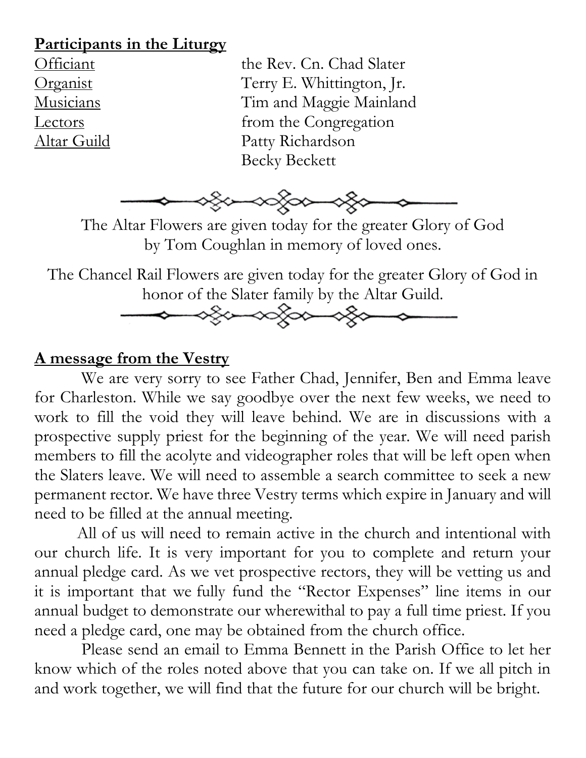**Participants in the Liturgy**

| | |
|---|---|
| Officiant | the Rev. Cn. Chad Slater |
| Organist | Terry E. Whittington, Jr. |
| Musicians | Tim and Maggie Mainland |
| Lectors | from the Congregation |
| Altar Guild | Patty Richardson<br>Becky Beckett |

The Altar Flowers are given today for the greater Glory of God by Tom Coughlan in memory of loved ones.

The Chancel Rail Flowers are given today for the greater Glory of God in honor of the Slater family by the Altar Guild.

**A message from the Vestry**

We are very sorry to see Father Chad, Jennifer, Ben and Emma leave for Charleston. While we say goodbye over the next few weeks, we need to work to fill the void they will leave behind. We are in discussions with a prospective supply priest for the beginning of the year. We will need parish members to fill the acolyte and videographer roles that will be left open when the Slaters leave. We will need to assemble a search committee to seek a new permanent rector. We have three Vestry terms which expire in January and will need to be filled at the annual meeting.

All of us will need to remain active in the church and intentional with our church life. It is very important for you to complete and return your annual pledge card. As we vet prospective rectors, they will be vetting us and it is important that we fully fund the "Rector Expenses" line items in our annual budget to demonstrate our wherewithal to pay a full time priest. If you need a pledge card, one may be obtained from the church office.

Please send an email to Emma Bennett in the Parish Office to let her know which of the roles noted above that you can take on. If we all pitch in and work together, we will find that the future for our church will be bright.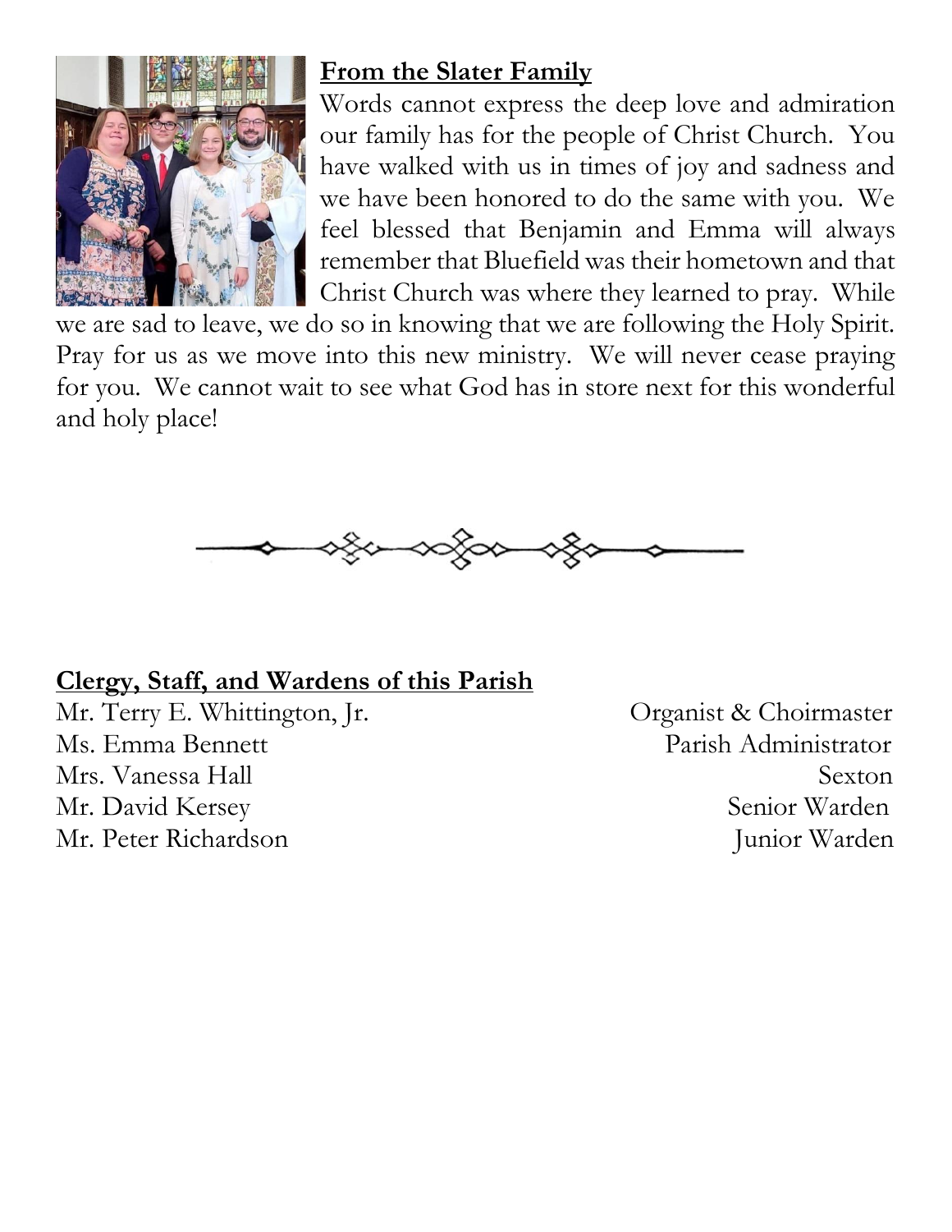## From the Slater Family

Words cannot express the deep love and admiration our family has for the people of Christ Church. You have walked with us in times of joy and sadness and we have been honored to do the same with you. We feel blessed that Benjamin and Emma will always remember that Bluefield was their hometown and that Christ Church was where they learned to pray. While we are sad to leave, we do so in knowing that we are following the Holy Spirit. Pray for us as we move into this new ministry. We will never cease praying for you. We cannot wait to see what God has in store next for this wonderful and holy place!

## Clergy, Staff, and Wardens of this Parish

| | |
|---|---|
| Mr. Terry E. Whittington, Jr. | Organist & Choirmaster |
| Ms. Emma Bennett | Parish Administrator |
| Mrs. Vanessa Hall | Sexton |
| Mr. David Kersey | Senior Warden |
| Mr. Peter Richardson | Junior Warden |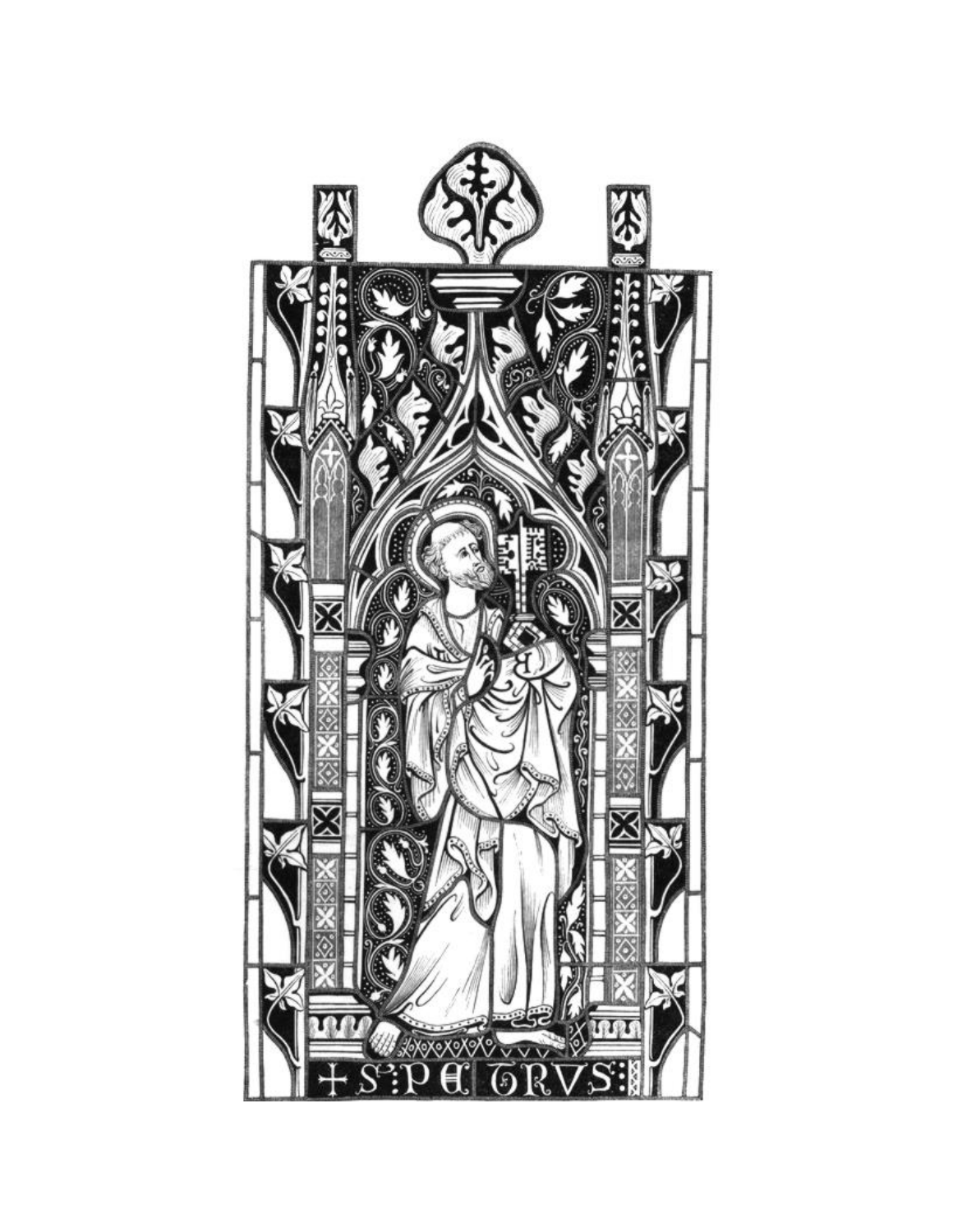+ S: PETRVS: